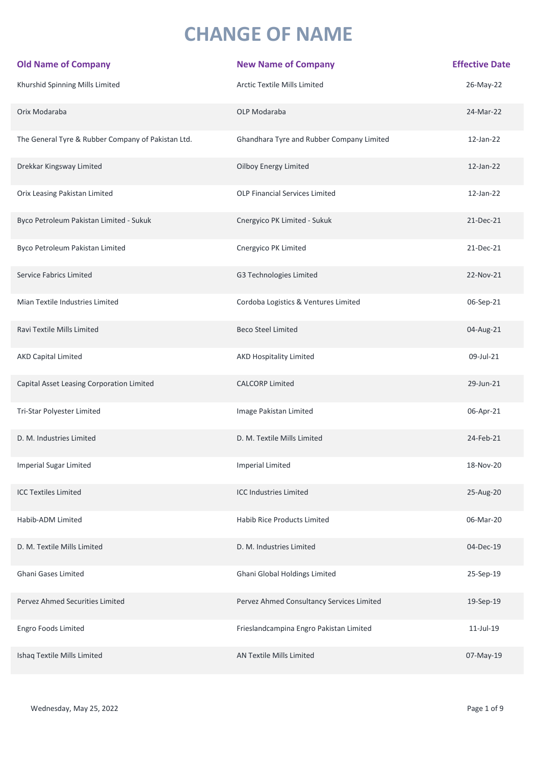# CHANGE OF NAME

| Old Name of Company | New Name of Company | Effective Date |
|---|---|---|
| Khurshid Spinning Mills Limited | Arctic Textile Mills Limited | 26-May-22 |
| Orix Modaraba | OLP Modaraba | 24-Mar-22 |
| The General Tyre & Rubber Company of Pakistan Ltd. | Ghandhara Tyre and Rubber Company Limited | 12-Jan-22 |
| Drekkar Kingsway Limited | Oilboy Energy Limited | 12-Jan-22 |
| Orix Leasing Pakistan Limited | OLP Financial Services Limited | 12-Jan-22 |
| Byco Petroleum Pakistan Limited - Sukuk | Cnergyico PK Limited - Sukuk | 21-Dec-21 |
| Byco Petroleum Pakistan Limited | Cnergyico PK Limited | 21-Dec-21 |
| Service Fabrics Limited | G3 Technologies Limited | 22-Nov-21 |
| Mian Textile Industries Limited | Cordoba Logistics & Ventures Limited | 06-Sep-21 |
| Ravi Textile Mills Limited | Beco Steel Limited | 04-Aug-21 |
| AKD Capital Limited | AKD Hospitality Limited | 09-Jul-21 |
| Capital Asset Leasing Corporation Limited | CALCORP Limited | 29-Jun-21 |
| Tri-Star Polyester Limited | Image Pakistan Limited | 06-Apr-21 |
| D. M. Industries Limited | D. M. Textile Mills Limited | 24-Feb-21 |
| Imperial Sugar Limited | Imperial Limited | 18-Nov-20 |
| ICC Textiles Limited | ICC Industries Limited | 25-Aug-20 |
| Habib-ADM Limited | Habib Rice Products Limited | 06-Mar-20 |
| D. M. Textile Mills Limited | D. M. Industries Limited | 04-Dec-19 |
| Ghani Gases Limited | Ghani Global Holdings Limited | 25-Sep-19 |
| Pervez Ahmed Securities Limited | Pervez Ahmed Consultancy Services Limited | 19-Sep-19 |
| Engro Foods Limited | Frieslandcampina Engro Pakistan Limited | 11-Jul-19 |
| Ishaq Textile Mills Limited | AN Textile Mills Limited | 07-May-19 |

Wednesday, May 25, 2022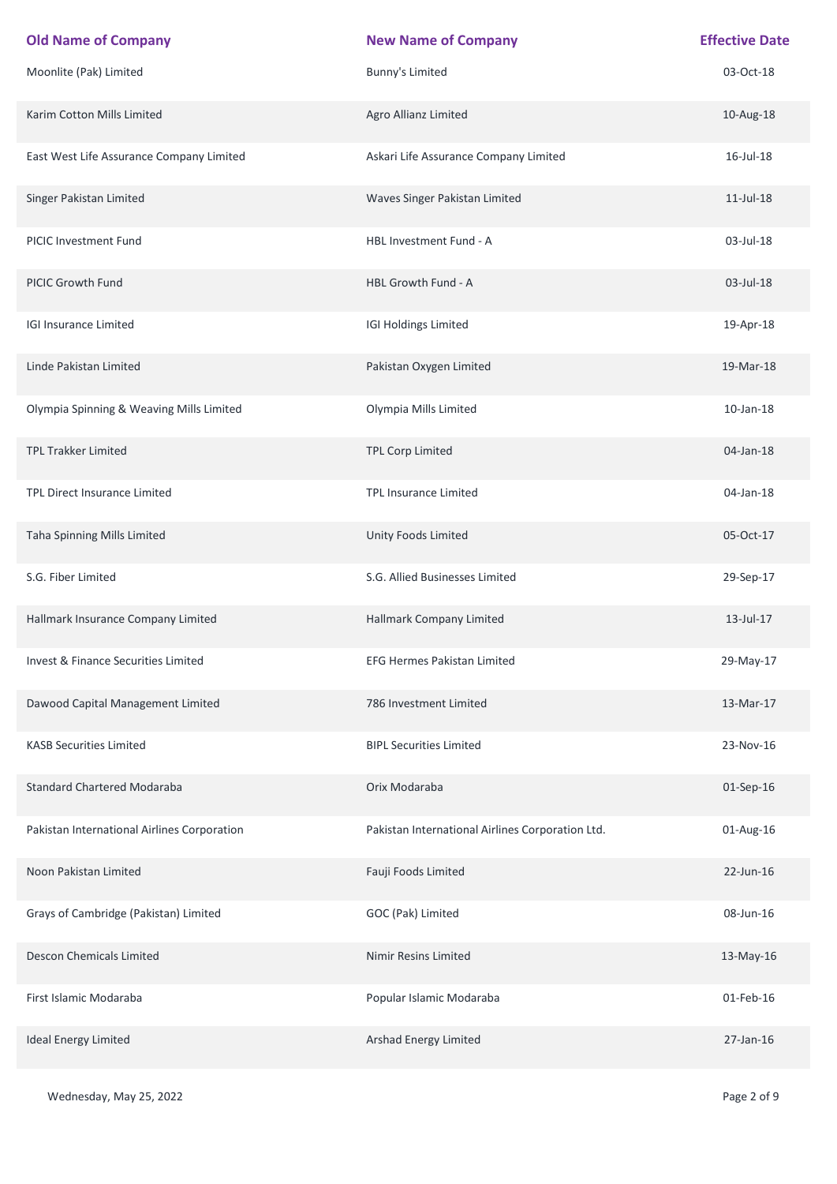| Old Name of Company | New Name of Company | Effective Date |
|---|---|---|
| Moonlite (Pak) Limited | Bunny's Limited | 03-Oct-18 |
| Karim Cotton Mills Limited | Agro Allianz Limited | 10-Aug-18 |
| East West Life Assurance Company Limited | Askari Life Assurance Company Limited | 16-Jul-18 |
| Singer Pakistan Limited | Waves Singer Pakistan Limited | 11-Jul-18 |
| PICIC Investment Fund | HBL Investment Fund - A | 03-Jul-18 |
| PICIC Growth Fund | HBL Growth Fund - A | 03-Jul-18 |
| IGI Insurance Limited | IGI Holdings Limited | 19-Apr-18 |
| Linde Pakistan Limited | Pakistan Oxygen Limited | 19-Mar-18 |
| Olympia Spinning & Weaving Mills Limited | Olympia Mills Limited | 10-Jan-18 |
| TPL Trakker Limited | TPL Corp Limited | 04-Jan-18 |
| TPL Direct Insurance Limited | TPL Insurance Limited | 04-Jan-18 |
| Taha Spinning Mills Limited | Unity Foods Limited | 05-Oct-17 |
| S.G. Fiber Limited | S.G. Allied Businesses Limited | 29-Sep-17 |
| Hallmark Insurance Company Limited | Hallmark Company Limited | 13-Jul-17 |
| Invest & Finance Securities Limited | EFG Hermes Pakistan Limited | 29-May-17 |
| Dawood Capital Management Limited | 786 Investment Limited | 13-Mar-17 |
| KASB Securities Limited | BIPL Securities Limited | 23-Nov-16 |
| Standard Chartered Modaraba | Orix Modaraba | 01-Sep-16 |
| Pakistan International Airlines Corporation | Pakistan International Airlines Corporation Ltd. | 01-Aug-16 |
| Noon Pakistan Limited | Fauji Foods Limited | 22-Jun-16 |
| Grays of Cambridge (Pakistan) Limited | GOC (Pak) Limited | 08-Jun-16 |
| Descon Chemicals Limited | Nimir Resins Limited | 13-May-16 |
| First Islamic Modaraba | Popular Islamic Modaraba | 01-Feb-16 |
| Ideal Energy Limited | Arshad Energy Limited | 27-Jan-16 |

Wednesday, May 25, 2022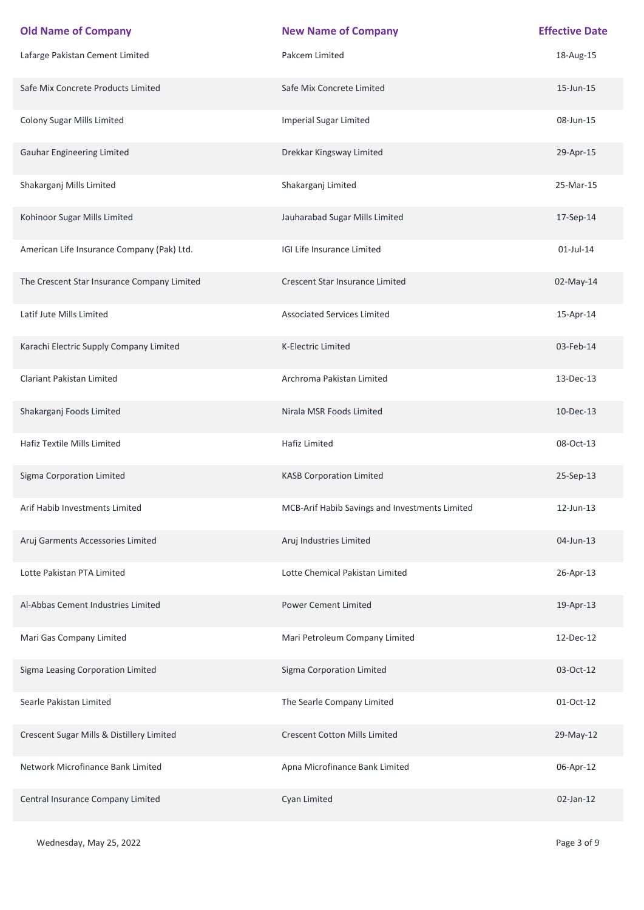| Old Name of Company | New Name of Company | Effective Date |
| --- | --- | --- |
| Lafarge Pakistan Cement Limited | Pakcem Limited | 18-Aug-15 |
| Safe Mix Concrete Products Limited | Safe Mix Concrete Limited | 15-Jun-15 |
| Colony Sugar Mills Limited | Imperial Sugar Limited | 08-Jun-15 |
| Gauhar Engineering Limited | Drekkar Kingsway Limited | 29-Apr-15 |
| Shakarganj Mills Limited | Shakarganj Limited | 25-Mar-15 |
| Kohinoor Sugar Mills Limited | Jauharabad Sugar Mills Limited | 17-Sep-14 |
| American Life Insurance Company (Pak) Ltd. | IGI Life Insurance Limited | 01-Jul-14 |
| The Crescent Star Insurance Company Limited | Crescent Star Insurance Limited | 02-May-14 |
| Latif Jute Mills Limited | Associated Services Limited | 15-Apr-14 |
| Karachi Electric Supply Company Limited | K-Electric Limited | 03-Feb-14 |
| Clariant Pakistan Limited | Archroma Pakistan Limited | 13-Dec-13 |
| Shakarganj Foods Limited | Nirala MSR Foods Limited | 10-Dec-13 |
| Hafiz Textile Mills Limited | Hafiz Limited | 08-Oct-13 |
| Sigma Corporation Limited | KASB Corporation Limited | 25-Sep-13 |
| Arif Habib Investments Limited | MCB-Arif Habib Savings and Investments Limited | 12-Jun-13 |
| Aruj Garments Accessories Limited | Aruj Industries Limited | 04-Jun-13 |
| Lotte Pakistan PTA Limited | Lotte Chemical Pakistan Limited | 26-Apr-13 |
| Al-Abbas Cement Industries Limited | Power Cement Limited | 19-Apr-13 |
| Mari Gas Company Limited | Mari Petroleum Company Limited | 12-Dec-12 |
| Sigma Leasing Corporation Limited | Sigma Corporation Limited | 03-Oct-12 |
| Searle Pakistan Limited | The Searle Company Limited | 01-Oct-12 |
| Crescent Sugar Mills & Distillery Limited | Crescent Cotton Mills Limited | 29-May-12 |
| Network Microfinance Bank Limited | Apna Microfinance Bank Limited | 06-Apr-12 |
| Central Insurance Company Limited | Cyan Limited | 02-Jan-12 |

Wednesday, May 25, 2022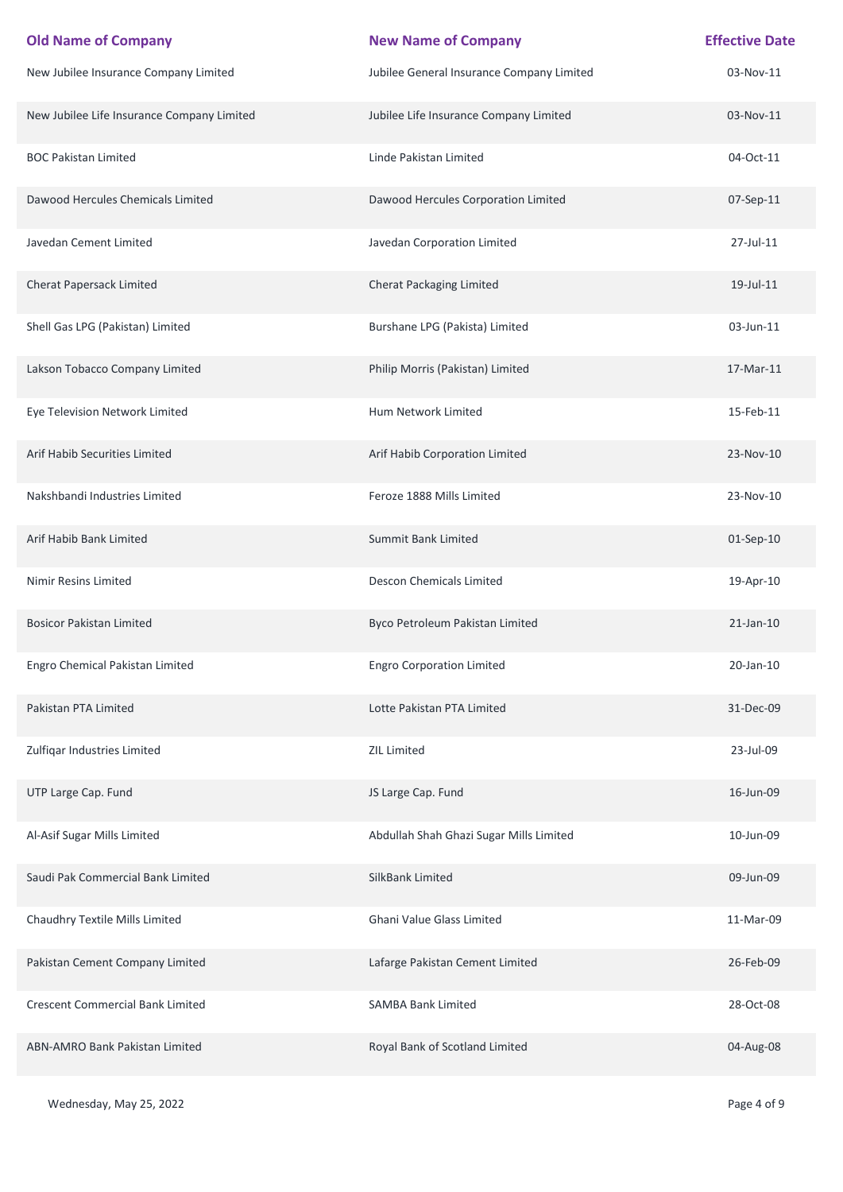| Old Name of Company | New Name of Company | Effective Date |
| --- | --- | --- |
| New Jubilee Insurance Company Limited | Jubilee General Insurance Company Limited | 03-Nov-11 |
| New Jubilee Life Insurance Company Limited | Jubilee Life Insurance Company Limited | 03-Nov-11 |
| BOC Pakistan Limited | Linde Pakistan Limited | 04-Oct-11 |
| Dawood Hercules Chemicals Limited | Dawood Hercules Corporation Limited | 07-Sep-11 |
| Javedan Cement Limited | Javedan Corporation Limited | 27-Jul-11 |
| Cherat Papersack Limited | Cherat Packaging Limited | 19-Jul-11 |
| Shell Gas LPG (Pakistan) Limited | Burshane LPG (Pakista) Limited | 03-Jun-11 |
| Lakson Tobacco Company Limited | Philip Morris (Pakistan) Limited | 17-Mar-11 |
| Eye Television Network Limited | Hum Network Limited | 15-Feb-11 |
| Arif Habib Securities Limited | Arif Habib Corporation Limited | 23-Nov-10 |
| Nakshbandi Industries Limited | Feroze 1888 Mills Limited | 23-Nov-10 |
| Arif Habib Bank Limited | Summit Bank Limited | 01-Sep-10 |
| Nimir Resins Limited | Descon Chemicals Limited | 19-Apr-10 |
| Bosicor Pakistan Limited | Byco Petroleum Pakistan Limited | 21-Jan-10 |
| Engro Chemical Pakistan Limited | Engro Corporation Limited | 20-Jan-10 |
| Pakistan PTA Limited | Lotte Pakistan PTA Limited | 31-Dec-09 |
| Zulfiqar Industries Limited | ZIL Limited | 23-Jul-09 |
| UTP Large Cap. Fund | JS Large Cap. Fund | 16-Jun-09 |
| Al-Asif Sugar Mills Limited | Abdullah Shah Ghazi Sugar Mills Limited | 10-Jun-09 |
| Saudi Pak Commercial Bank Limited | SilkBank Limited | 09-Jun-09 |
| Chaudhry Textile Mills Limited | Ghani Value Glass Limited | 11-Mar-09 |
| Pakistan Cement Company Limited | Lafarge Pakistan Cement Limited | 26-Feb-09 |
| Crescent Commercial Bank Limited | SAMBA Bank Limited | 28-Oct-08 |
| ABN-AMRO Bank Pakistan Limited | Royal Bank of Scotland Limited | 04-Aug-08 |

Wednesday, May 25, 2022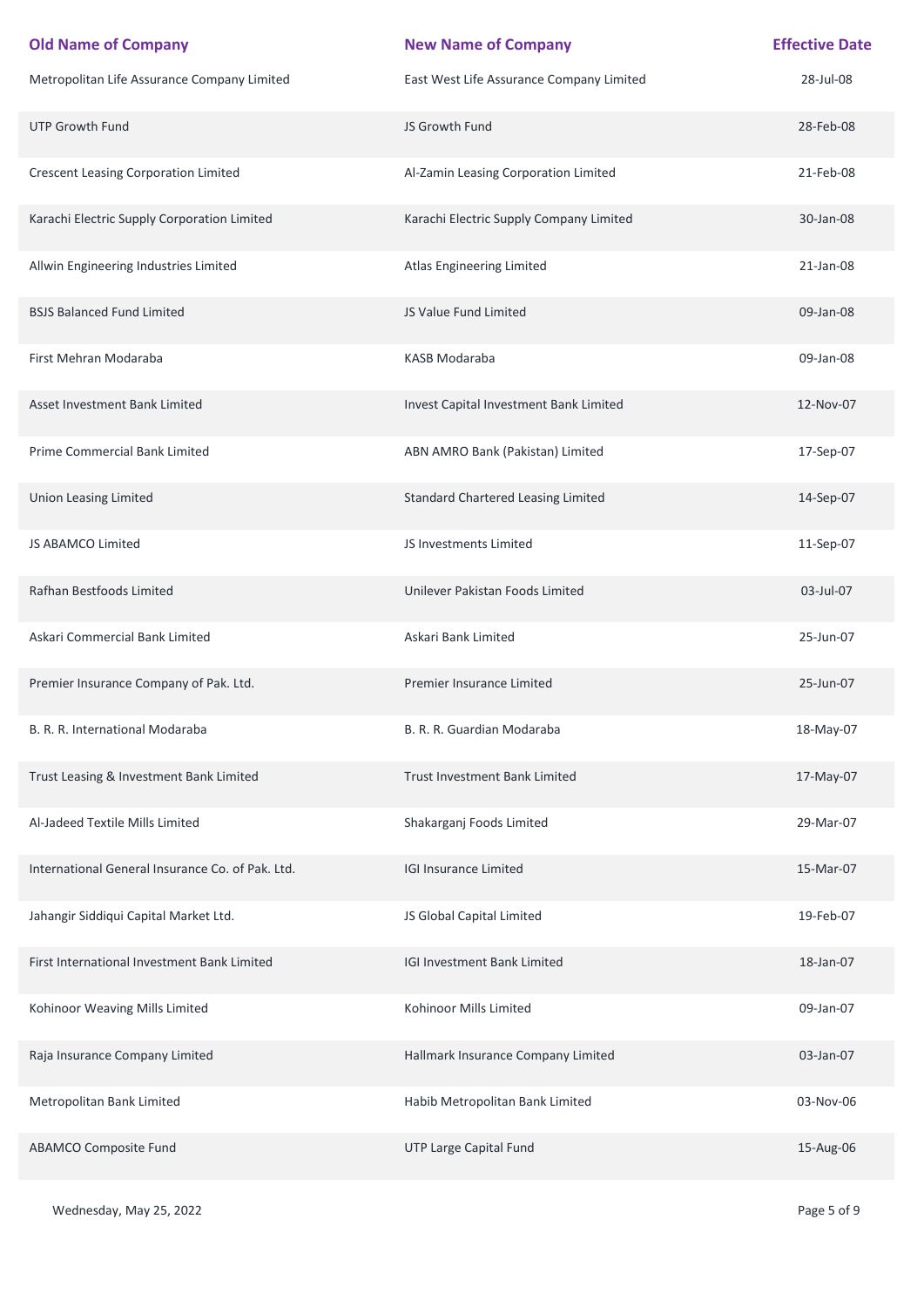| Old Name of Company | New Name of Company | Effective Date |
|---|---|---|
| Metropolitan Life Assurance Company Limited | East West Life Assurance Company Limited | 28-Jul-08 |
| UTP Growth Fund | JS Growth Fund | 28-Feb-08 |
| Crescent Leasing Corporation Limited | Al-Zamin Leasing Corporation Limited | 21-Feb-08 |
| Karachi Electric Supply Corporation Limited | Karachi Electric Supply Company Limited | 30-Jan-08 |
| Allwin Engineering Industries Limited | Atlas Engineering Limited | 21-Jan-08 |
| BSJS Balanced Fund Limited | JS Value Fund Limited | 09-Jan-08 |
| First Mehran Modaraba | KASB Modaraba | 09-Jan-08 |
| Asset Investment Bank Limited | Invest Capital Investment Bank Limited | 12-Nov-07 |
| Prime Commercial Bank Limited | ABN AMRO Bank (Pakistan) Limited | 17-Sep-07 |
| Union Leasing Limited | Standard Chartered Leasing Limited | 14-Sep-07 |
| JS ABAMCO Limited | JS Investments Limited | 11-Sep-07 |
| Rafhan Bestfoods Limited | Unilever Pakistan Foods Limited | 03-Jul-07 |
| Askari Commercial Bank Limited | Askari Bank Limited | 25-Jun-07 |
| Premier Insurance Company of Pak. Ltd. | Premier Insurance Limited | 25-Jun-07 |
| B. R. R. International Modaraba | B. R. R. Guardian Modaraba | 18-May-07 |
| Trust Leasing & Investment Bank Limited | Trust Investment Bank Limited | 17-May-07 |
| Al-Jadeed Textile Mills Limited | Shakarganj Foods Limited | 29-Mar-07 |
| International General Insurance Co. of Pak. Ltd. | IGI Insurance Limited | 15-Mar-07 |
| Jahangir Siddiqui Capital Market Ltd. | JS Global Capital Limited | 19-Feb-07 |
| First International Investment Bank Limited | IGI Investment Bank Limited | 18-Jan-07 |
| Kohinoor Weaving Mills Limited | Kohinoor Mills Limited | 09-Jan-07 |
| Raja Insurance Company Limited | Hallmark Insurance Company Limited | 03-Jan-07 |
| Metropolitan Bank Limited | Habib Metropolitan Bank Limited | 03-Nov-06 |
| ABAMCO Composite Fund | UTP Large Capital Fund | 15-Aug-06 |

Wednesday, May 25, 2022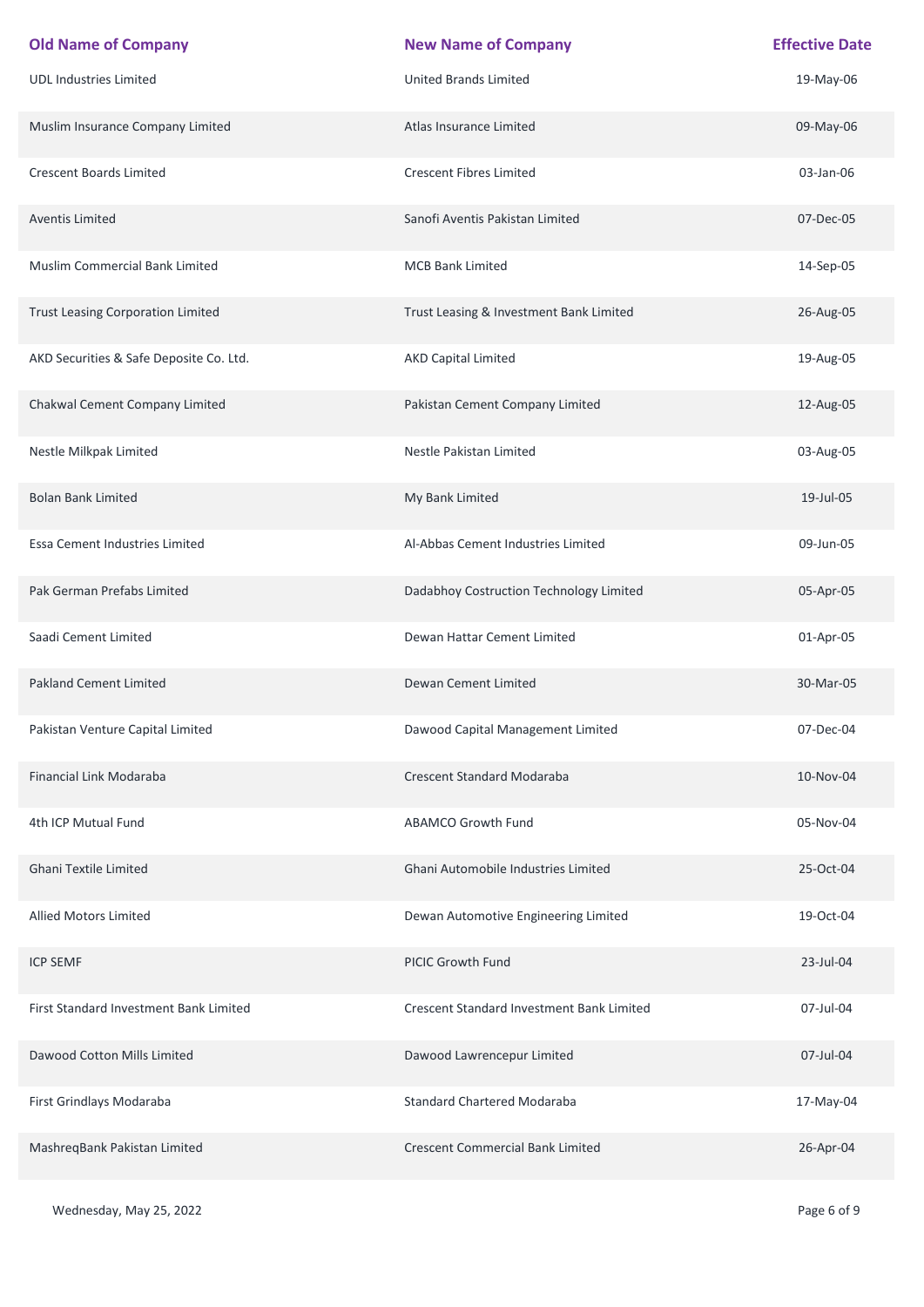| Old Name of Company | New Name of Company | Effective Date |
| --- | --- | --- |
| UDL Industries Limited | United Brands Limited | 19-May-06 |
| Muslim Insurance Company Limited | Atlas Insurance Limited | 09-May-06 |
| Crescent Boards Limited | Crescent Fibres Limited | 03-Jan-06 |
| Aventis Limited | Sanofi Aventis Pakistan Limited | 07-Dec-05 |
| Muslim Commercial Bank Limited | MCB Bank Limited | 14-Sep-05 |
| Trust Leasing Corporation Limited | Trust Leasing & Investment Bank Limited | 26-Aug-05 |
| AKD Securities & Safe Deposite Co. Ltd. | AKD Capital Limited | 19-Aug-05 |
| Chakwal Cement Company Limited | Pakistan Cement Company Limited | 12-Aug-05 |
| Nestle Milkpak Limited | Nestle Pakistan Limited | 03-Aug-05 |
| Bolan Bank Limited | My Bank Limited | 19-Jul-05 |
| Essa Cement Industries Limited | Al-Abbas Cement Industries Limited | 09-Jun-05 |
| Pak German Prefabs Limited | Dadabhoy Costruction Technology Limited | 05-Apr-05 |
| Saadi Cement Limited | Dewan Hattar Cement Limited | 01-Apr-05 |
| Pakland Cement Limited | Dewan Cement Limited | 30-Mar-05 |
| Pakistan Venture Capital Limited | Dawood Capital Management Limited | 07-Dec-04 |
| Financial Link Modaraba | Crescent Standard Modaraba | 10-Nov-04 |
| 4th ICP Mutual Fund | ABAMCO Growth Fund | 05-Nov-04 |
| Ghani Textile Limited | Ghani Automobile Industries Limited | 25-Oct-04 |
| Allied Motors Limited | Dewan Automotive Engineering Limited | 19-Oct-04 |
| ICP SEMF | PICIC Growth Fund | 23-Jul-04 |
| First Standard Investment Bank Limited | Crescent Standard Investment Bank Limited | 07-Jul-04 |
| Dawood Cotton Mills Limited | Dawood Lawrencepur Limited | 07-Jul-04 |
| First Grindlays Modaraba | Standard Chartered Modaraba | 17-May-04 |
| MashreqBank Pakistan Limited | Crescent Commercial Bank Limited | 26-Apr-04 |

Wednesday, May 25, 2022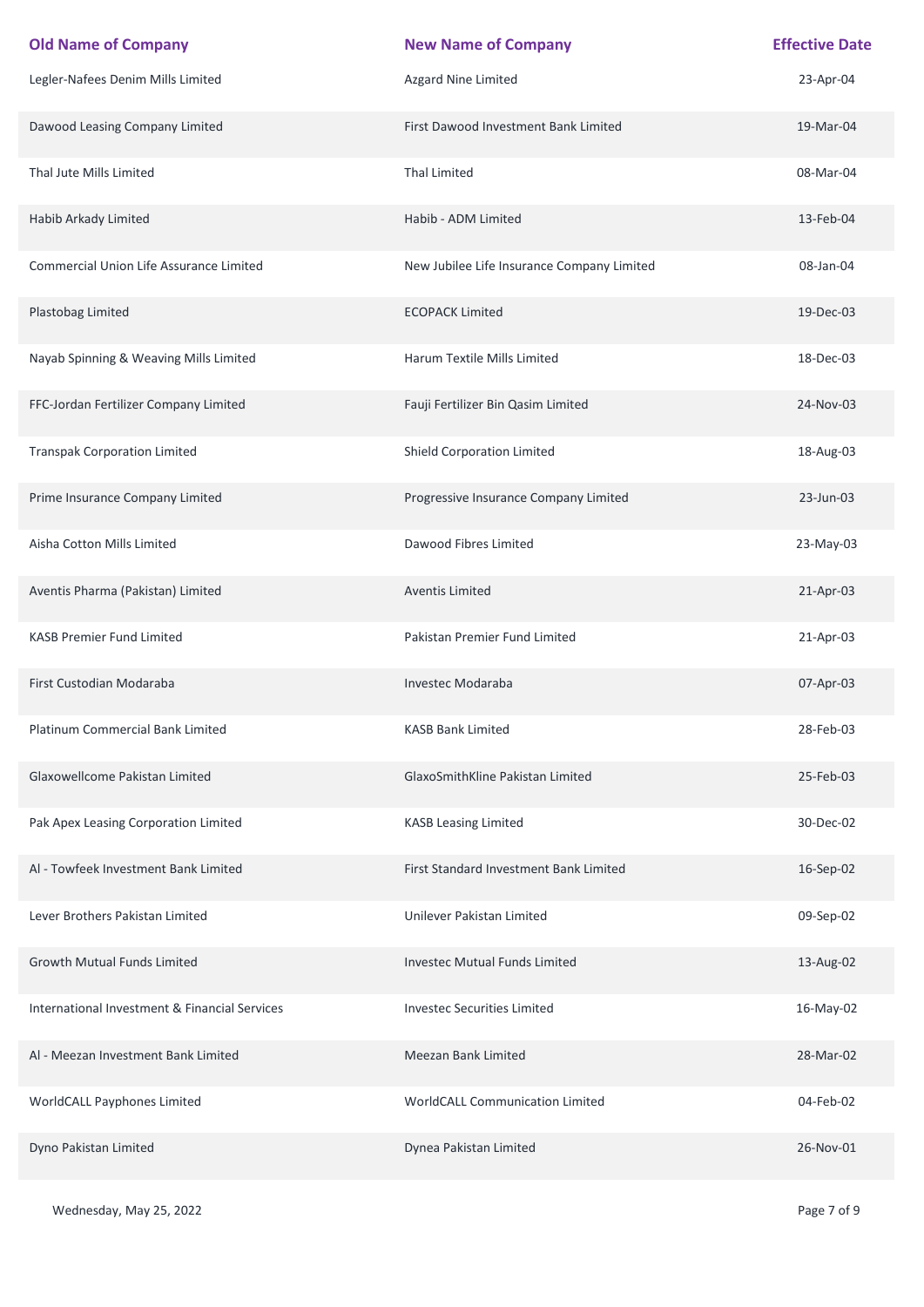| Old Name of Company | New Name of Company | Effective Date |
|---|---|---|
| Legler-Nafees Denim Mills Limited | Azgard Nine Limited | 23-Apr-04 |
| Dawood Leasing Company Limited | First Dawood Investment Bank Limited | 19-Mar-04 |
| Thal Jute Mills Limited | Thal Limited | 08-Mar-04 |
| Habib Arkady Limited | Habib - ADM Limited | 13-Feb-04 |
| Commercial Union Life Assurance Limited | New Jubilee Life Insurance Company Limited | 08-Jan-04 |
| Plastobag Limited | ECOPACK Limited | 19-Dec-03 |
| Nayab Spinning & Weaving Mills Limited | Harum Textile Mills Limited | 18-Dec-03 |
| FFC-Jordan Fertilizer Company Limited | Fauji Fertilizer Bin Qasim Limited | 24-Nov-03 |
| Transpak Corporation Limited | Shield Corporation Limited | 18-Aug-03 |
| Prime Insurance Company Limited | Progressive Insurance Company Limited | 23-Jun-03 |
| Aisha Cotton Mills Limited | Dawood Fibres Limited | 23-May-03 |
| Aventis Pharma (Pakistan) Limited | Aventis Limited | 21-Apr-03 |
| KASB Premier Fund Limited | Pakistan Premier Fund Limited | 21-Apr-03 |
| First Custodian Modaraba | Investec Modaraba | 07-Apr-03 |
| Platinum Commercial Bank Limited | KASB Bank Limited | 28-Feb-03 |
| Glaxowellcome Pakistan Limited | GlaxoSmithKline Pakistan Limited | 25-Feb-03 |
| Pak Apex Leasing Corporation Limited | KASB Leasing Limited | 30-Dec-02 |
| Al - Towfeek Investment Bank Limited | First Standard Investment Bank Limited | 16-Sep-02 |
| Lever Brothers Pakistan Limited | Unilever Pakistan Limited | 09-Sep-02 |
| Growth Mutual Funds Limited | Investec Mutual Funds Limited | 13-Aug-02 |
| International Investment & Financial Services | Investec Securities Limited | 16-May-02 |
| Al - Meezan Investment Bank Limited | Meezan Bank Limited | 28-Mar-02 |
| WorldCALL Payphones Limited | WorldCALL Communication Limited | 04-Feb-02 |
| Dyno Pakistan Limited | Dynea Pakistan Limited | 26-Nov-01 |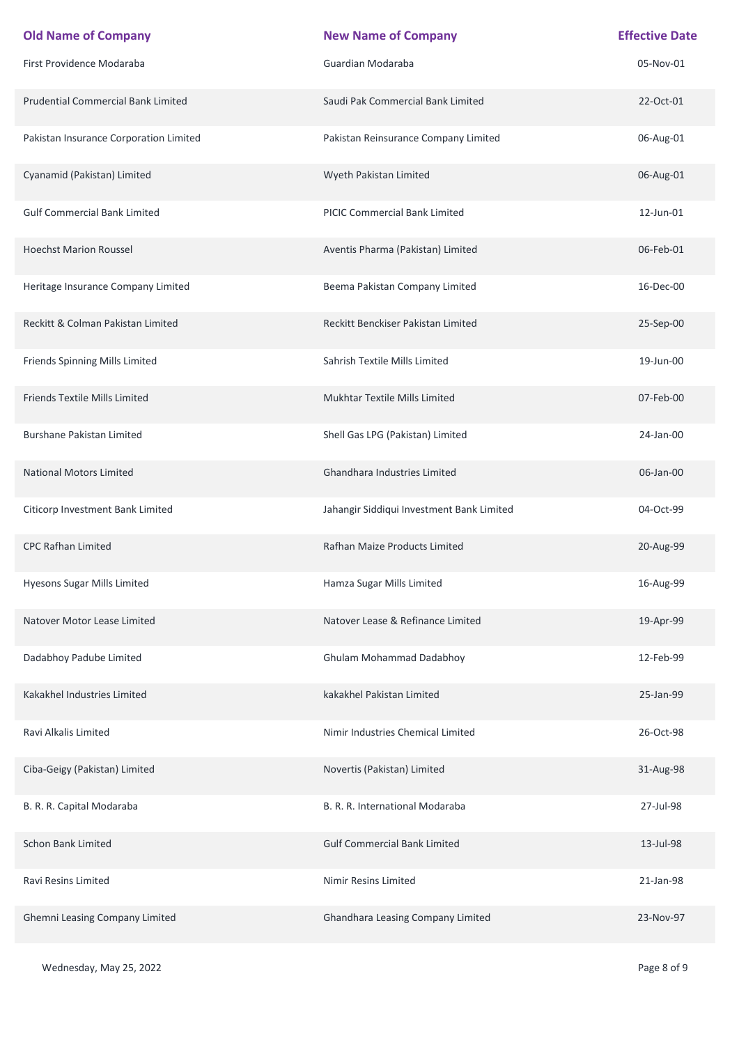| Old Name of Company | New Name of Company | Effective Date |
|---|---|---|
| First Providence Modaraba | Guardian Modaraba | 05-Nov-01 |
| Prudential Commercial Bank Limited | Saudi Pak Commercial Bank Limited | 22-Oct-01 |
| Pakistan Insurance Corporation Limited | Pakistan Reinsurance Company Limited | 06-Aug-01 |
| Cyanamid (Pakistan) Limited | Wyeth Pakistan Limited | 06-Aug-01 |
| Gulf Commercial Bank Limited | PICIC Commercial Bank Limited | 12-Jun-01 |
| Hoechst Marion Roussel | Aventis Pharma (Pakistan) Limited | 06-Feb-01 |
| Heritage Insurance Company Limited | Beema Pakistan Company Limited | 16-Dec-00 |
| Reckitt & Colman Pakistan Limited | Reckitt Benckiser Pakistan Limited | 25-Sep-00 |
| Friends Spinning Mills Limited | Sahrish Textile Mills Limited | 19-Jun-00 |
| Friends Textile Mills Limited | Mukhtar Textile Mills Limited | 07-Feb-00 |
| Burshane Pakistan Limited | Shell Gas LPG (Pakistan) Limited | 24-Jan-00 |
| National Motors Limited | Ghandhara Industries Limited | 06-Jan-00 |
| Citicorp Investment Bank Limited | Jahangir Siddiqui Investment Bank Limited | 04-Oct-99 |
| CPC Rafhan Limited | Rafhan Maize Products Limited | 20-Aug-99 |
| Hyesons Sugar Mills Limited | Hamza Sugar Mills Limited | 16-Aug-99 |
| Natover Motor Lease Limited | Natover Lease & Refinance Limited | 19-Apr-99 |
| Dadabhoy Padube Limited | Ghulam Mohammad Dadabhoy | 12-Feb-99 |
| Kakakhel Industries Limited | kakakhel Pakistan Limited | 25-Jan-99 |
| Ravi Alkalis Limited | Nimir Industries Chemical Limited | 26-Oct-98 |
| Ciba-Geigy (Pakistan) Limited | Novertis (Pakistan) Limited | 31-Aug-98 |
| B. R. R. Capital Modaraba | B. R. R. International Modaraba | 27-Jul-98 |
| Schon Bank Limited | Gulf Commercial Bank Limited | 13-Jul-98 |
| Ravi Resins Limited | Nimir Resins Limited | 21-Jan-98 |
| Ghemni Leasing Company Limited | Ghandhara Leasing Company Limited | 23-Nov-97 |

Wednesday, May 25, 2022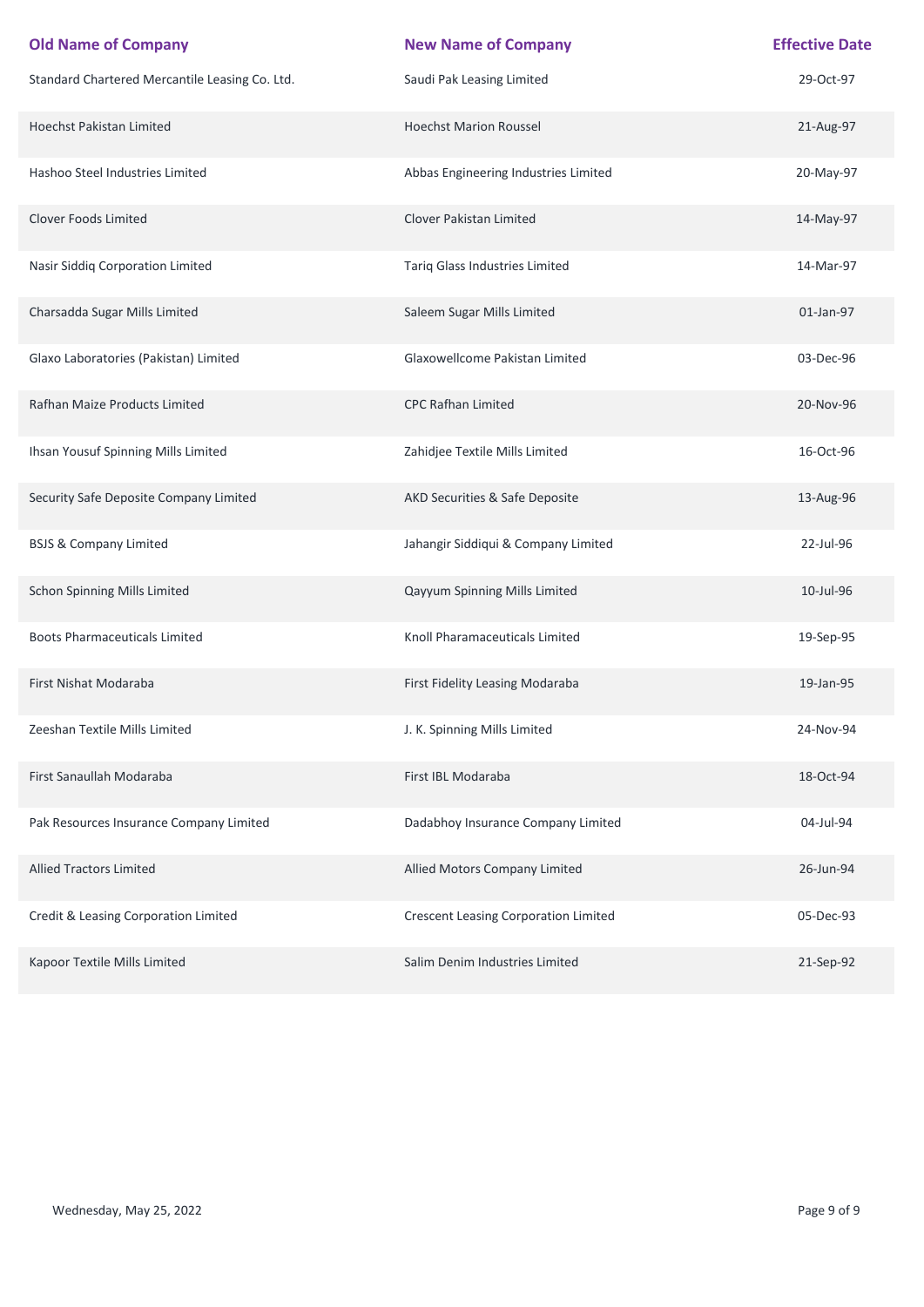| Old Name of Company | New Name of Company | Effective Date |
|---|---|---|
| Standard Chartered Mercantile Leasing Co. Ltd. | Saudi Pak Leasing Limited | 29-Oct-97 |
| Hoechst Pakistan Limited | Hoechst Marion Roussel | 21-Aug-97 |
| Hashoo Steel Industries Limited | Abbas Engineering Industries Limited | 20-May-97 |
| Clover Foods Limited | Clover Pakistan Limited | 14-May-97 |
| Nasir Siddiq Corporation Limited | Tariq Glass Industries Limited | 14-Mar-97 |
| Charsadda Sugar Mills Limited | Saleem Sugar Mills Limited | 01-Jan-97 |
| Glaxo Laboratories (Pakistan) Limited | Glaxowellcome Pakistan Limited | 03-Dec-96 |
| Rafhan Maize Products Limited | CPC Rafhan Limited | 20-Nov-96 |
| Ihsan Yousuf Spinning Mills Limited | Zahidjee Textile Mills Limited | 16-Oct-96 |
| Security Safe Deposite Company Limited | AKD Securities & Safe Deposite | 13-Aug-96 |
| BSJS & Company Limited | Jahangir Siddiqui & Company Limited | 22-Jul-96 |
| Schon Spinning Mills Limited | Qayyum Spinning Mills Limited | 10-Jul-96 |
| Boots Pharmaceuticals Limited | Knoll Pharamaceuticals Limited | 19-Sep-95 |
| First Nishat Modaraba | First Fidelity Leasing Modaraba | 19-Jan-95 |
| Zeeshan Textile Mills Limited | J. K. Spinning Mills Limited | 24-Nov-94 |
| First Sanaullah Modaraba | First IBL Modaraba | 18-Oct-94 |
| Pak Resources Insurance Company Limited | Dadabhoy Insurance Company Limited | 04-Jul-94 |
| Allied Tractors Limited | Allied Motors Company Limited | 26-Jun-94 |
| Credit & Leasing Corporation Limited | Crescent Leasing Corporation Limited | 05-Dec-93 |
| Kapoor Textile Mills Limited | Salim Denim Industries Limited | 21-Sep-92 |

Wednesday, May 25, 2022